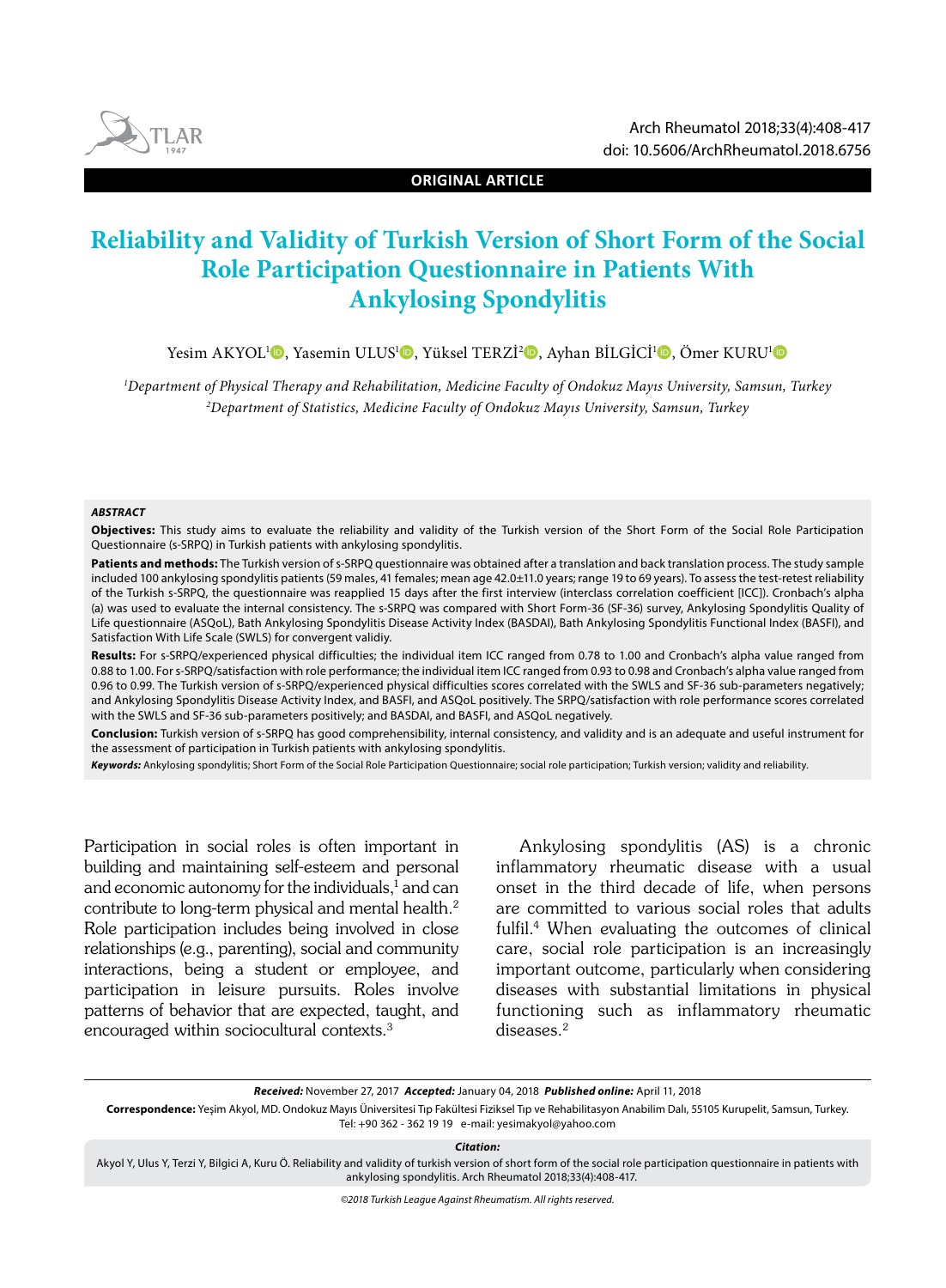ORIGINAL ARTICLE

# Reliability and Validity of Turkish Version of Short Form of the Social Role Participation Questionnaire in Patients With Ankylosing Spondylitis

Yesim AKYOL[1], Yasemin ULUS[1], Yüksel TERZİ[2], Ayhan BİLGİCİ[1], Ömer KURU[1]

[1]*Department of Physical Therapy and Rehabilitation, Medicine Faculty of Ondokuz Mayıs University, Samsun, Turkey*
[2]*Department of Statistics, Medicine Faculty of Ondokuz Mayıs University, Samsun, Turkey*

***ABSTRACT***

**Objectives:** This study aims to evaluate the reliability and validity of the Turkish version of the Short Form of the Social Role Participation Questionnaire (s-SRPQ) in Turkish patients with ankylosing spondylitis.

**Patients and methods:** The Turkish version of s-SRPQ questionnaire was obtained after a translation and back translation process. The study sample included 100 ankylosing spondylitis patients (59 males, 41 females; mean age 42.0±11.0 years; range 19 to 69 years). To assess the test-retest reliability of the Turkish s-SRPQ, the questionnaire was reapplied 15 days after the first interview (interclass correlation coefficient [ICC]). Cronbach's alpha (a) was used to evaluate the internal consistency. The s-SRPQ was compared with Short Form-36 (SF-36) survey, Ankylosing Spondylitis Quality of Life questionnaire (ASQoL), Bath Ankylosing Spondylitis Disease Activity Index (BASDAI), Bath Ankylosing Spondylitis Functional Index (BASFI), and Satisfaction With Life Scale (SWLS) for convergent validiy.

**Results:** For s-SRPQ/experienced physical difficulties; the individual item ICC ranged from 0.78 to 1.00 and Cronbach's alpha value ranged from 0.88 to 1.00. For s-SRPQ/satisfaction with role performance; the individual item ICC ranged from 0.93 to 0.98 and Cronbach's alpha value ranged from 0.96 to 0.99. The Turkish version of s-SRPQ/experienced physical difficulties scores correlated with the SWLS and SF-36 sub-parameters negatively; and Ankylosing Spondylitis Disease Activity Index, and BASFI, and ASQoL positively. The SRPQ/satisfaction with role performance scores correlated with the SWLS and SF-36 sub-parameters positively; and BASDAI, and BASFI, and ASQoL negatively.

**Conclusion:** Turkish version of s-SRPQ has good comprehensibility, internal consistency, and validity and is an adequate and useful instrument for the assessment of participation in Turkish patients with ankylosing spondylitis.

***Keywords:*** Ankylosing spondylitis; Short Form of the Social Role Participation Questionnaire; social role participation; Turkish version; validity and reliability.

Participation in social roles is often important in building and maintaining self-esteem and personal and economic autonomy for the individuals,[1] and can contribute to long-term physical and mental health.[2] Role participation includes being involved in close relationships (e.g., parenting), social and community interactions, being a student or employee, and participation in leisure pursuits. Roles involve patterns of behavior that are expected, taught, and encouraged within sociocultural contexts.[3]

Ankylosing spondylitis (AS) is a chronic inflammatory rheumatic disease with a usual onset in the third decade of life, when persons are committed to various social roles that adults fulfil.[4] When evaluating the outcomes of clinical care, social role participation is an increasingly important outcome, particularly when considering diseases with substantial limitations in physical functioning such as inflammatory rheumatic diseases.[2]

***Received:*** November 27, 2017 ***Accepted:*** January 04, 2018 ***Published online:*** April 11, 2018

**Correspondence:** Yeşim Akyol, MD. Ondokuz Mayıs Üniversitesi Tıp Fakültesi Fiziksel Tıp ve Rehabilitasyon Anabilim Dalı, 55105 Kurupelit, Samsun, Turkey. Tel: +90 362 - 362 19 19 e-mail: yesimakyol@yahoo.com

***Citation:***

Akyol Y, Ulus Y, Terzi Y, Bilgici A, Kuru Ö. Reliability and validity of turkish version of short form of the social role participation questionnaire in patients with ankylosing spondylitis. Arch Rheumatol 2018;33(4):408-417.

*©2018 Turkish League Against Rheumatism. All rights reserved.*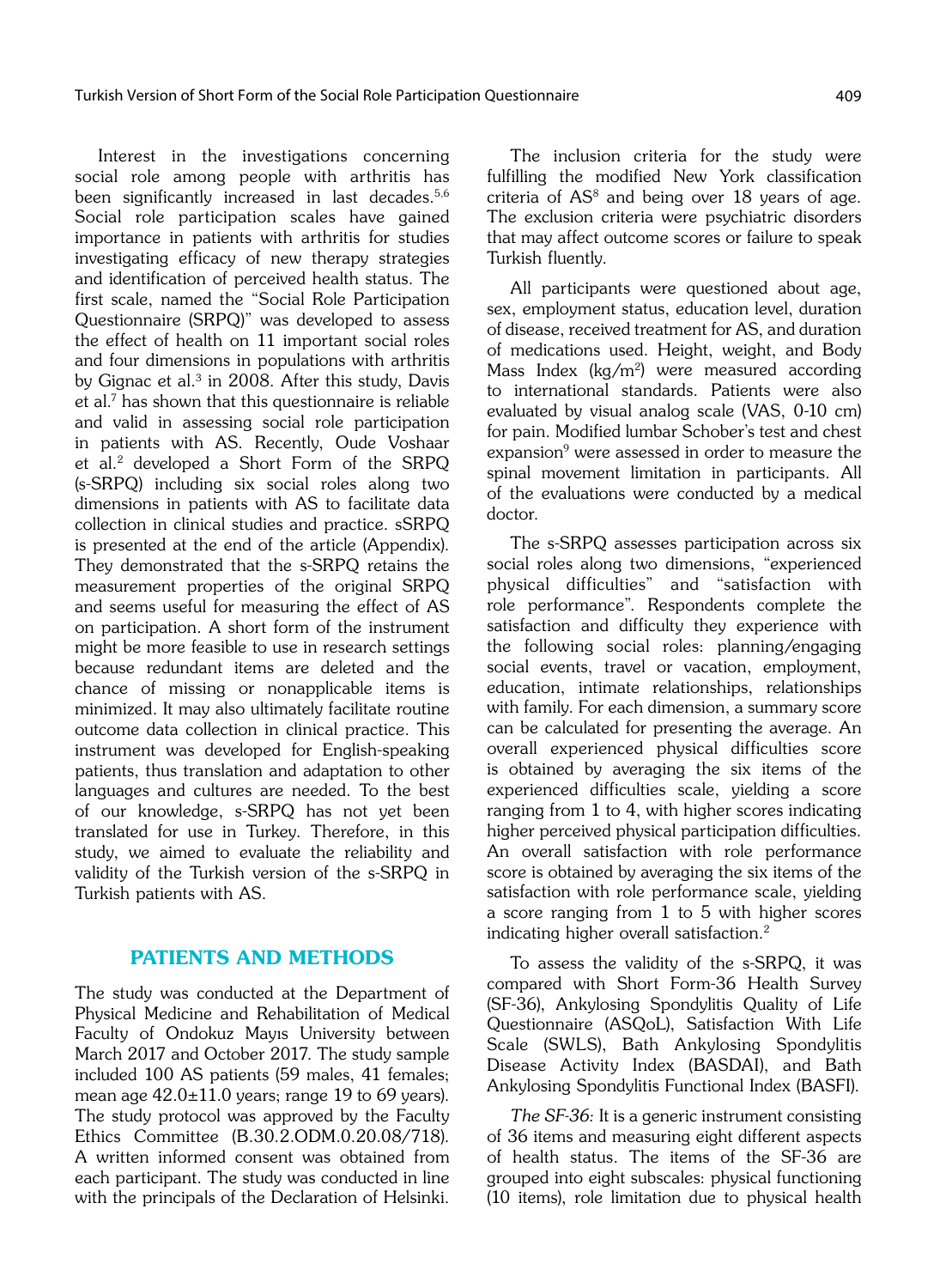Interest in the investigations concerning social role among people with arthritis has been significantly increased in last decades.[5,6] Social role participation scales have gained importance in patients with arthritis for studies investigating efficacy of new therapy strategies and identification of perceived health status. The first scale, named the "Social Role Participation Questionnaire (SRPQ)" was developed to assess the effect of health on 11 important social roles and four dimensions in populations with arthritis by Gignac et al.[3] in 2008. After this study, Davis et al.[7] has shown that this questionnaire is reliable and valid in assessing social role participation in patients with AS. Recently, Oude Voshaar et al.[2] developed a Short Form of the SRPQ (s-SRPQ) including six social roles along two dimensions in patients with AS to facilitate data collection in clinical studies and practice. sSRPQ is presented at the end of the article (Appendix). They demonstrated that the s-SRPQ retains the measurement properties of the original SRPQ and seems useful for measuring the effect of AS on participation. A short form of the instrument might be more feasible to use in research settings because redundant items are deleted and the chance of missing or nonapplicable items is minimized. It may also ultimately facilitate routine outcome data collection in clinical practice. This instrument was developed for English-speaking patients, thus translation and adaptation to other languages and cultures are needed. To the best of our knowledge, s-SRPQ has not yet been translated for use in Turkey. Therefore, in this study, we aimed to evaluate the reliability and validity of the Turkish version of the s-SRPQ in Turkish patients with AS.

## PATIENTS AND METHODS

The study was conducted at the Department of Physical Medicine and Rehabilitation of Medical Faculty of Ondokuz Mayıs University between March 2017 and October 2017. The study sample included 100 AS patients (59 males, 41 females; mean age 42.0±11.0 years; range 19 to 69 years). The study protocol was approved by the Faculty Ethics Committee (B.30.2.ODM.0.20.08/718). A written informed consent was obtained from each participant. The study was conducted in line with the principals of the Declaration of Helsinki.

The inclusion criteria for the study were fulfilling the modified New York classification criteria of AS[8] and being over 18 years of age. The exclusion criteria were psychiatric disorders that may affect outcome scores or failure to speak Turkish fluently.

All participants were questioned about age, sex, employment status, education level, duration of disease, received treatment for AS, and duration of medications used. Height, weight, and Body Mass Index (kg/m$^2$) were measured according to international standards. Patients were also evaluated by visual analog scale (VAS, 0-10 cm) for pain. Modified lumbar Schober's test and chest expansion[9] were assessed in order to measure the spinal movement limitation in participants. All of the evaluations were conducted by a medical doctor.

The s-SRPQ assesses participation across six social roles along two dimensions, "experienced physical difficulties" and "satisfaction with role performance". Respondents complete the satisfaction and difficulty they experience with the following social roles: planning/engaging social events, travel or vacation, employment, education, intimate relationships, relationships with family. For each dimension, a summary score can be calculated for presenting the average. An overall experienced physical difficulties score is obtained by averaging the six items of the experienced difficulties scale, yielding a score ranging from 1 to 4, with higher scores indicating higher perceived physical participation difficulties. An overall satisfaction with role performance score is obtained by averaging the six items of the satisfaction with role performance scale, yielding a score ranging from 1 to 5 with higher scores indicating higher overall satisfaction.[2]

To assess the validity of the s-SRPQ, it was compared with Short Form-36 Health Survey (SF-36), Ankylosing Spondylitis Quality of Life Questionnaire (ASQoL), Satisfaction With Life Scale (SWLS), Bath Ankylosing Spondylitis Disease Activity Index (BASDAI), and Bath Ankylosing Spondylitis Functional Index (BASFI).

*The SF-36:* It is a generic instrument consisting of 36 items and measuring eight different aspects of health status. The items of the SF-36 are grouped into eight subscales: physical functioning (10 items), role limitation due to physical health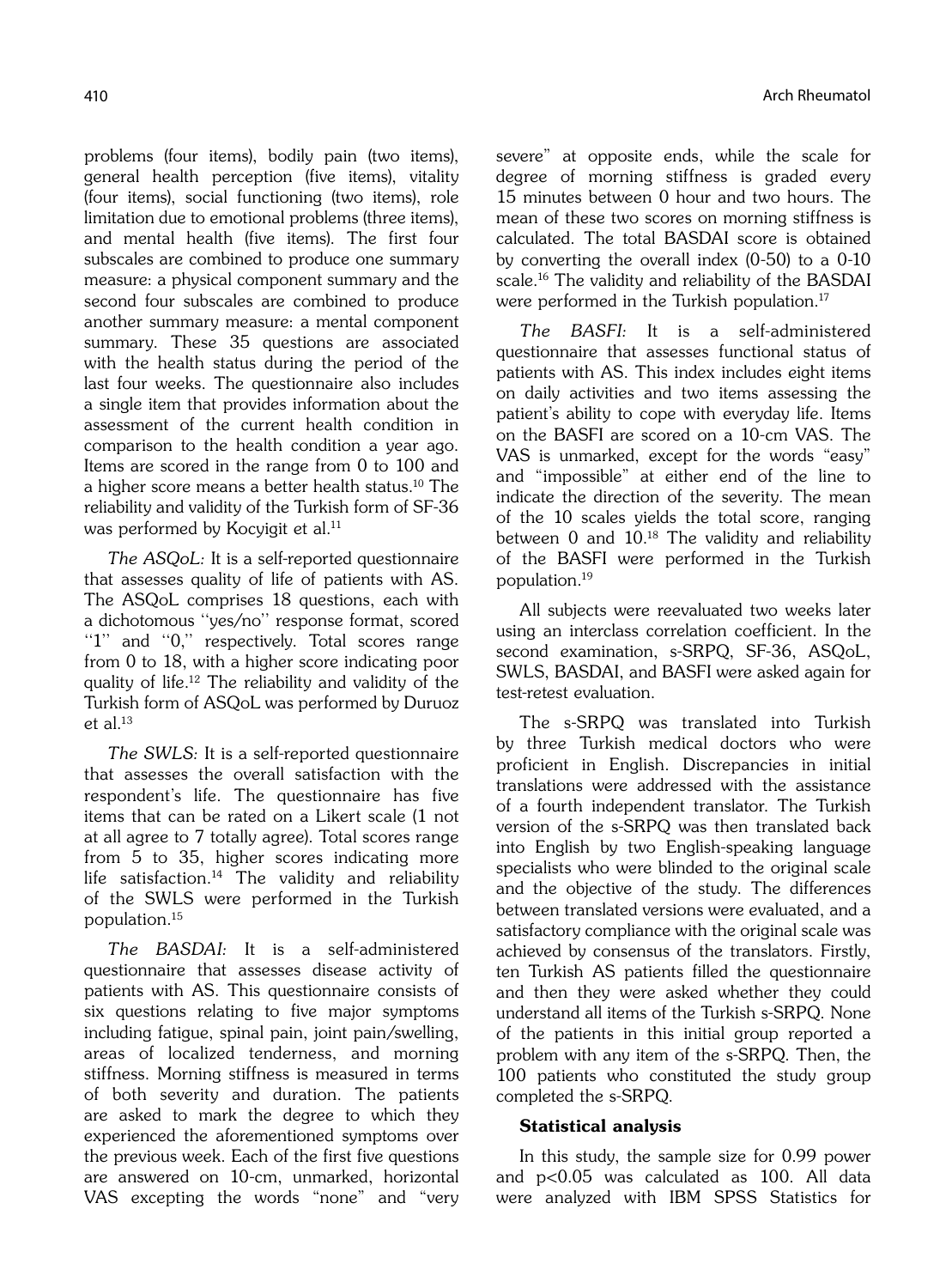problems (four items), bodily pain (two items), general health perception (five items), vitality (four items), social functioning (two items), role limitation due to emotional problems (three items), and mental health (five items). The first four subscales are combined to produce one summary measure: a physical component summary and the second four subscales are combined to produce another summary measure: a mental component summary. These 35 questions are associated with the health status during the period of the last four weeks. The questionnaire also includes a single item that provides information about the assessment of the current health condition in comparison to the health condition a year ago. Items are scored in the range from 0 to 100 and a higher score means a better health status.[10] The reliability and validity of the Turkish form of SF-36 was performed by Kocyigit et al.[11]

*The ASQoL:* It is a self-reported questionnaire that assesses quality of life of patients with AS. The ASQoL comprises 18 questions, each with a dichotomous ''yes/no'' response format, scored ''1'' and ''0,'' respectively. Total scores range from 0 to 18, with a higher score indicating poor quality of life.[12] The reliability and validity of the Turkish form of ASQoL was performed by Duruoz et al.[13]

*The SWLS:* It is a self-reported questionnaire that assesses the overall satisfaction with the respondent's life. The questionnaire has five items that can be rated on a Likert scale (1 not at all agree to 7 totally agree). Total scores range from 5 to 35, higher scores indicating more life satisfaction.[14] The validity and reliability of the SWLS were performed in the Turkish population.[15]

*The BASDAI:* It is a self-administered questionnaire that assesses disease activity of patients with AS. This questionnaire consists of six questions relating to five major symptoms including fatigue, spinal pain, joint pain/swelling, areas of localized tenderness, and morning stiffness. Morning stiffness is measured in terms of both severity and duration. The patients are asked to mark the degree to which they experienced the aforementioned symptoms over the previous week. Each of the first five questions are answered on 10-cm, unmarked, horizontal VAS excepting the words "none" and "very severe" at opposite ends, while the scale for degree of morning stiffness is graded every 15 minutes between 0 hour and two hours. The mean of these two scores on morning stiffness is calculated. The total BASDAI score is obtained by converting the overall index (0-50) to a 0-10 scale.[16] The validity and reliability of the BASDAI were performed in the Turkish population.[17]

*The BASFI:* It is a self-administered questionnaire that assesses functional status of patients with AS. This index includes eight items on daily activities and two items assessing the patient's ability to cope with everyday life. Items on the BASFI are scored on a 10-cm VAS. The VAS is unmarked, except for the words "easy" and "impossible" at either end of the line to indicate the direction of the severity. The mean of the 10 scales yields the total score, ranging between 0 and 10.[18] The validity and reliability of the BASFI were performed in the Turkish population.[19]

All subjects were reevaluated two weeks later using an interclass correlation coefficient. In the second examination, s-SRPQ, SF-36, ASQoL, SWLS, BASDAI, and BASFI were asked again for test-retest evaluation.

The s-SRPQ was translated into Turkish by three Turkish medical doctors who were proficient in English. Discrepancies in initial translations were addressed with the assistance of a fourth independent translator. The Turkish version of the s-SRPQ was then translated back into English by two English-speaking language specialists who were blinded to the original scale and the objective of the study. The differences between translated versions were evaluated, and a satisfactory compliance with the original scale was achieved by consensus of the translators. Firstly, ten Turkish AS patients filled the questionnaire and then they were asked whether they could understand all items of the Turkish s-SRPQ. None of the patients in this initial group reported a problem with any item of the s-SRPQ. Then, the 100 patients who constituted the study group completed the s-SRPQ.

### Statistical analysis

In this study, the sample size for 0.99 power and $p<0.05$ was calculated as 100. All data were analyzed with IBM SPSS Statistics for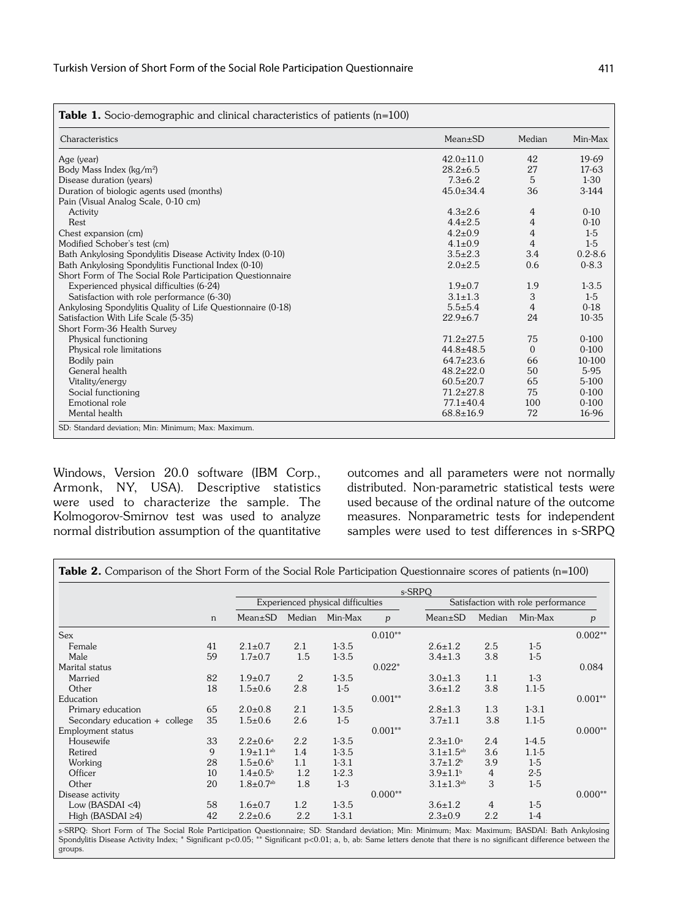**Table 1.** Socio-demographic and clinical characteristics of patients (n=100)

| Characteristics | Mean±SD | Median | Min-Max |
|---|---|---|---|
| Age (year) | 42.0±11.0 | 42 | 19-69 |
| Body Mass Index (kg/m$^2$) | 28.2±6.5 | 27 | 17-63 |
| Disease duration (years) | 7.3±6.2 | 5 | 1-30 |
| Duration of biologic agents used (months) | 45.0±34.4 | 36 | 3-144 |
| Pain (Visual Analog Scale, 0-10 cm) | | | |
| Activity | 4.3±2.6 | 4 | 0-10 |
| Rest | 4.4±2.5 | 4 | 0-10 |
| Chest expansion (cm) | 4.2±0.9 | 4 | 1-5 |
| Modified Schober's test (cm) | 4.1±0.9 | 4 | 1-5 |
| Bath Ankylosing Spondylitis Disease Activity Index (0-10) | 3.5±2.3 | 3.4 | 0.2-8.6 |
| Bath Ankylosing Spondylitis Functional Index (0-10) | 2.0±2.5 | 0.6 | 0-8.3 |
| Short Form of The Social Role Participation Questionnaire | | | |
| Experienced physical difficulties (6-24) | 1.9±0.7 | 1.9 | 1-3.5 |
| Satisfaction with role performance (6-30) | 3.1±1.3 | 3 | 1-5 |
| Ankylosing Spondylitis Quality of Life Questionnaire (0-18) | 5.5±5.4 | 4 | 0-18 |
| Satisfaction With Life Scale (5-35) | 22.9±6.7 | 24 | 10-35 |
| Short Form-36 Health Survey | | | |
| Physical functioning | 71.2±27.5 | 75 | 0-100 |
| Physical role limitations | 44.8±48.5 | 0 | 0-100 |
| Bodily pain | 64.7±23.6 | 66 | 10-100 |
| General health | 48.2±22.0 | 50 | 5-95 |
| Vitality/energy | 60.5±20.7 | 65 | 5-100 |
| Social functioning | 71.2±27.8 | 75 | 0-100 |
| Emotional role | 77.1±40.4 | 100 | 0-100 |
| Mental health | 68.8±16.9 | 72 | 16-96 |

SD: Standard deviation; Min: Minimum; Max: Maximum.

Windows, Version 20.0 software (IBM Corp., Armonk, NY, USA). Descriptive statistics were used to characterize the sample. The Kolmogorov-Smirnov test was used to analyze normal distribution assumption of the quantitative outcomes and all parameters were not normally distributed. Non-parametric statistical tests were used because of the ordinal nature of the outcome measures. Nonparametric tests for independent samples were used to test differences in s-SRPQ

**Table 2.** Comparison of the Short Form of the Social Role Participation Questionnaire scores of patients (n=100)

| | | s-SRPQ | | | | | | | |
|---|---|---|---|---|---|---|---|---|---|
| | | Experienced physical difficulties | | | | Satisfaction with role performance | | | |
| | n | Mean±SD | Median | Min-Max | *p* | Mean±SD | Median | Min-Max | *p* |
| Sex | | | | | 0.010** | | | | 0.002** |
| Female | 41 | 2.1±0.7 | 2.1 | 1-3.5 | | 2.6±1.2 | 2.5 | 1-5 | |
| Male | 59 | 1.7±0.7 | 1.5 | 1-3.5 | | 3.4±1.3 | 3.8 | 1-5 | |
| Marital status | | | | | 0.022* | | | | 0.084 |
| Married | 82 | 1.9±0.7 | 2 | 1-3.5 | | 3.0±1.3 | 1.1 | 1-3 | |
| Other | 18 | 1.5±0.6 | 2.8 | 1-5 | | 3.6±1.2 | 3.8 | 1.1-5 | |
| Education | | | | | 0.001** | | | | 0.001** |
| Primary education | 65 | 2.0±0.8 | 2.1 | 1-3.5 | | 2.8±1.3 | 1.3 | 1-3.1 | |
| Secondary education + college | 35 | 1.5±0.6 | 2.6 | 1-5 | | 3.7±1.1 | 3.8 | 1.1-5 | |
| Employment status | | | | | 0.001** | | | | 0.000** |
| Housewife | 33 | 2.2±0.6[a] | 2.2 | 1-3.5 | | 2.3±1.0[a] | 2.4 | 1-4.5 | |
| Retired | 9 | 1.9±1.1[ab] | 1.4 | 1-3.5 | | 3.1±1.5[ab] | 3.6 | 1.1-5 | |
| Working | 28 | 1.5±0.6[b] | 1.1 | 1-3.1 | | 3.7±1.2[b] | 3.9 | 1-5 | |
| Officer | 10 | 1.4±0.5[b] | 1.2 | 1-2.3 | | 3.9±1.1[b] | 4 | 2-5 | |
| Other | 20 | 1.8±0.7[ab] | 1.8 | 1-3 | | 3.1±1.3[ab] | 3 | 1-5 | |
| Disease activity | | | | | 0.000** | | | | 0.000** |
| Low (BASDAI <4) | 58 | 1.6±0.7 | 1.2 | 1-3.5 | | 3.6±1.2 | 4 | 1-5 | |
| High (BASDAI ≥4) | 42 | 2.2±0.6 | 2.2 | 1-3.1 | | 2.3±0.9 | 2.2 | 1-4 | |

s-SRPQ: Short Form of The Social Role Participation Questionnaire; SD: Standard deviation; Min: Minimum; Max: Maximum; BASDAI: Bath Ankylosing Spondylitis Disease Activity Index; * Significant p<0.05; ** Significant p<0.01; a, b, ab: Same letters denote that there is no significant difference between the groups.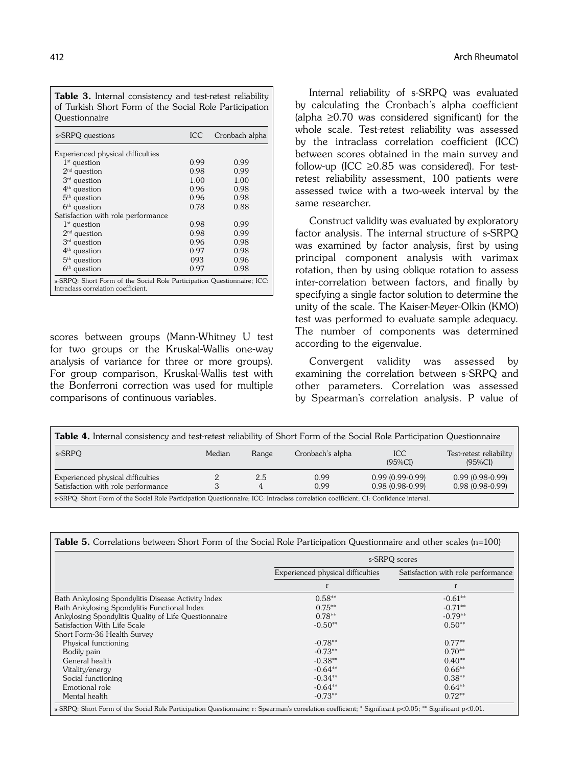**Table 3.** Internal consistency and test-retest reliability of Turkish Short Form of the Social Role Participation Questionnaire

| s-SRPQ questions | ICC | Cronbach alpha |
|---|---|---|
| Experienced physical difficulties | | |
| 1st question | 0.99 | 0.99 |
| 2nd question | 0.98 | 0.99 |
| 3rd question | 1.00 | 1.00 |
| 4th question | 0.96 | 0.98 |
| 5th question | 0.96 | 0.98 |
| 6th question | 0.78 | 0.88 |
| Satisfaction with role performance | | |
| 1st question | 0.98 | 0.99 |
| 2nd question | 0.98 | 0.99 |
| 3rd question | 0.96 | 0.98 |
| 4th question | 0.97 | 0.98 |
| 5th question | 093 | 0.96 |
| 6th question | 0.97 | 0.98 |

s-SRPQ: Short Form of the Social Role Participation Questionnaire; ICC: Intraclass correlation coefficient.

scores between groups (Mann-Whitney U test for two groups or the Kruskal-Wallis one-way analysis of variance for three or more groups). For group comparison, Kruskal-Wallis test with the Bonferroni correction was used for multiple comparisons of continuous variables.

Internal reliability of s-SRPQ was evaluated by calculating the Cronbach's alpha coefficient (alpha ≥0.70 was considered significant) for the whole scale. Test-retest reliability was assessed by the intraclass correlation coefficient (ICC) between scores obtained in the main survey and follow-up (ICC ≥0.85 was considered). For test-retest reliability assessment, 100 patients were assessed twice with a two-week interval by the same researcher.

Construct validity was evaluated by exploratory factor analysis. The internal structure of s-SRPQ was examined by factor analysis, first by using principal component analysis with varimax rotation, then by using oblique rotation to assess inter-correlation between factors, and finally by specifying a single factor solution to determine the unity of the scale. The Kaiser-Meyer-Olkin (KMO) test was performed to evaluate sample adequacy. The number of components was determined according to the eigenvalue.

Convergent validity was assessed by examining the correlation between s-SRPQ and other parameters. Correlation was assessed by Spearman's correlation analysis. P value of

**Table 4.** Internal consistency and test-retest reliability of Short Form of the Social Role Participation Questionnaire

| s-SRPQ | Median | Range | Cronbach's alpha | ICC (95%CI) | Test-retest reliability (95%CI) |
|---|---|---|---|---|---|
| Experienced physical difficulties | 2 | 2.5 | 0.99 | 0.99 (0.99-0.99) | 0.99 (0.98-0.99) |
| Satisfaction with role performance | 3 | 4 | 0.99 | 0.98 (0.98-0.99) | 0.98 (0.98-0.99) |

s-SRPQ: Short Form of the Social Role Participation Questionnaire; ICC: Intraclass correlation coefficient; CI: Confidence interval.

**Table 5.** Correlations between Short Form of the Social Role Participation Questionnaire and other scales (n=100)

| | s-SRPQ scores | |
|---|---|---|
| | Experienced physical difficulties | Satisfaction with role performance |
| | r | r |
| Bath Ankylosing Spondylitis Disease Activity Index | 0.58** | -0.61** |
| Bath Ankylosing Spondylitis Functional Index | 0.75** | -0.71** |
| Ankylosing Spondylitis Quality of Life Questionnaire | 0.78** | -0.79** |
| Satisfaction With Life Scale | -0.50** | 0.50** |
| Short Form-36 Health Survey | | |
| Physical functioning | -0.78** | 0.77** |
| Bodily pain | -0.73** | 0.70** |
| General health | -0.38** | 0.40** |
| Vitality/energy | -0.64** | 0.66** |
| Social functioning | -0.34** | 0.38** |
| Emotional role | -0.64** | 0.64** |
| Mental health | -0.73** | 0.72** |

s-SRPQ: Short Form of the Social Role Participation Questionnaire; r: Spearman's correlation coefficient; * Significant $p<0.05$; ** Significant $p<0.01$.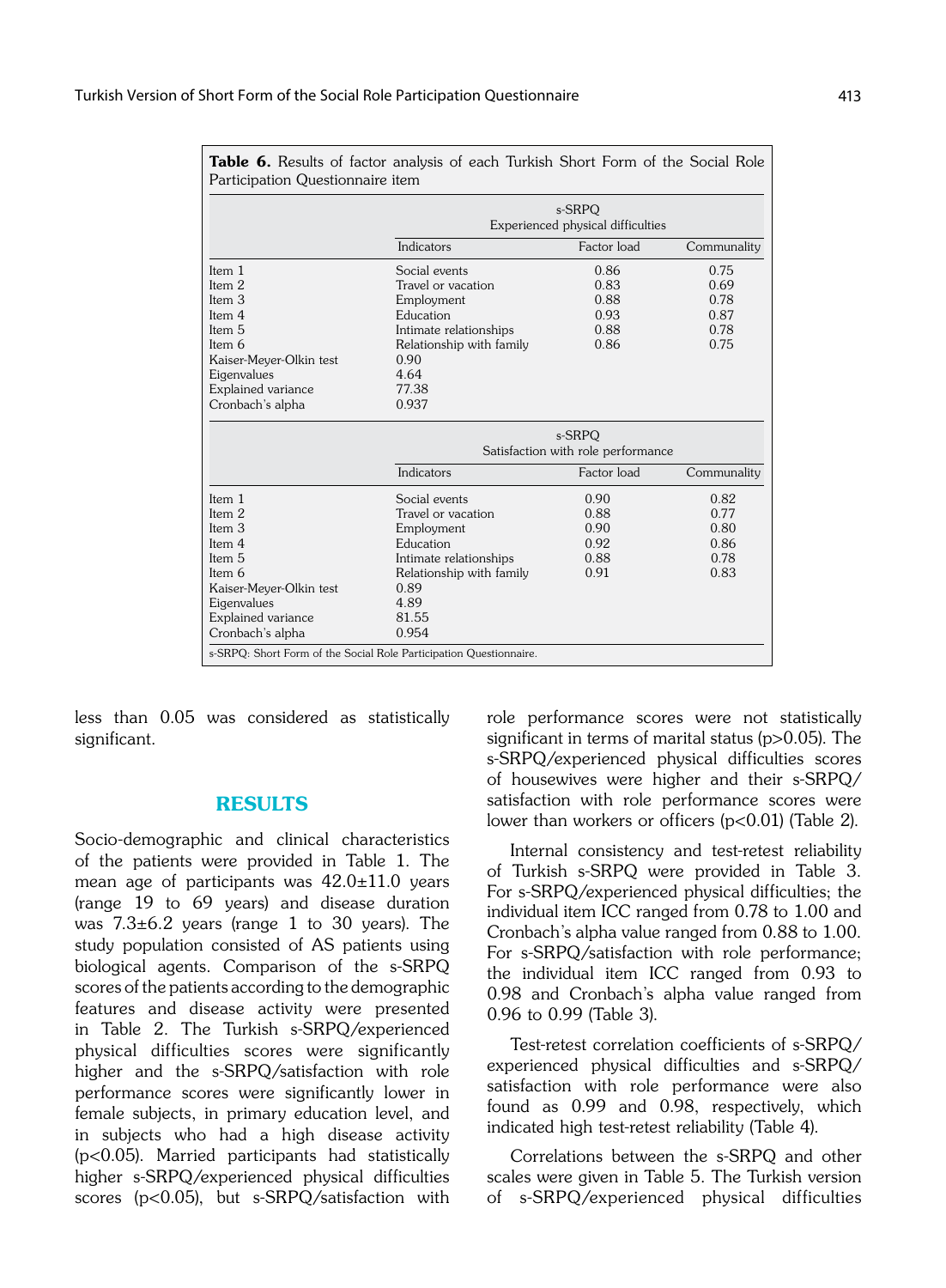**Table 6.** Results of factor analysis of each Turkish Short Form of the Social Role Participation Questionnaire item

| | s-SRPQ Experienced physical difficulties | | |
|---|---|---|---|
| | Indicators | Factor load | Communality |
| Item 1 | Social events | 0.86 | 0.75 |
| Item 2 | Travel or vacation | 0.83 | 0.69 |
| Item 3 | Employment | 0.88 | 0.78 |
| Item 4 | Education | 0.93 | 0.87 |
| Item 5 | Intimate relationships | 0.88 | 0.78 |
| Item 6 | Relationship with family | 0.86 | 0.75 |
| Kaiser-Meyer-Olkin test | 0.90 | | |
| Eigenvalues | 4.64 | | |
| Explained variance | 77.38 | | |
| Cronbach's alpha | 0.937 | | |
| | **s-SRPQ Satisfaction with role performance** | | |
| | Indicators | Factor load | Communality |
| Item 1 | Social events | 0.90 | 0.82 |
| Item 2 | Travel or vacation | 0.88 | 0.77 |
| Item 3 | Employment | 0.90 | 0.80 |
| Item 4 | Education | 0.92 | 0.86 |
| Item 5 | Intimate relationships | 0.88 | 0.78 |
| Item 6 | Relationship with family | 0.91 | 0.83 |
| Kaiser-Meyer-Olkin test | 0.89 | | |
| Eigenvalues | 4.89 | | |
| Explained variance | 81.55 | | |
| Cronbach's alpha | 0.954 | | |

s-SRPQ: Short Form of the Social Role Participation Questionnaire.

less than 0.05 was considered as statistically significant.

## RESULTS

Socio-demographic and clinical characteristics of the patients were provided in Table 1. The mean age of participants was 42.0±11.0 years (range 19 to 69 years) and disease duration was 7.3±6.2 years (range 1 to 30 years). The study population consisted of AS patients using biological agents. Comparison of the s-SRPQ scores of the patients according to the demographic features and disease activity were presented in Table 2. The Turkish s-SRPQ/experienced physical difficulties scores were significantly higher and the s-SRPQ/satisfaction with role performance scores were significantly lower in female subjects, in primary education level, and in subjects who had a high disease activity ($p<0.05$). Married participants had statistically higher s-SRPQ/experienced physical difficulties scores ($p<0.05$), but s-SRPQ/satisfaction with role performance scores were not statistically significant in terms of marital status ($p>0.05$). The s-SRPQ/experienced physical difficulties scores of housewives were higher and their s-SRPQ/satisfaction with role performance scores were lower than workers or officers ($p<0.01$) (Table 2).

Internal consistency and test-retest reliability of Turkish s-SRPQ were provided in Table 3. For s-SRPQ/experienced physical difficulties; the individual item ICC ranged from 0.78 to 1.00 and Cronbach's alpha value ranged from 0.88 to 1.00. For s-SRPQ/satisfaction with role performance; the individual item ICC ranged from 0.93 to 0.98 and Cronbach's alpha value ranged from 0.96 to 0.99 (Table 3).

Test-retest correlation coefficients of s-SRPQ/experienced physical difficulties and s-SRPQ/satisfaction with role performance were also found as 0.99 and 0.98, respectively, which indicated high test-retest reliability (Table 4).

Correlations between the s-SRPQ and other scales were given in Table 5. The Turkish version of s-SRPQ/experienced physical difficulties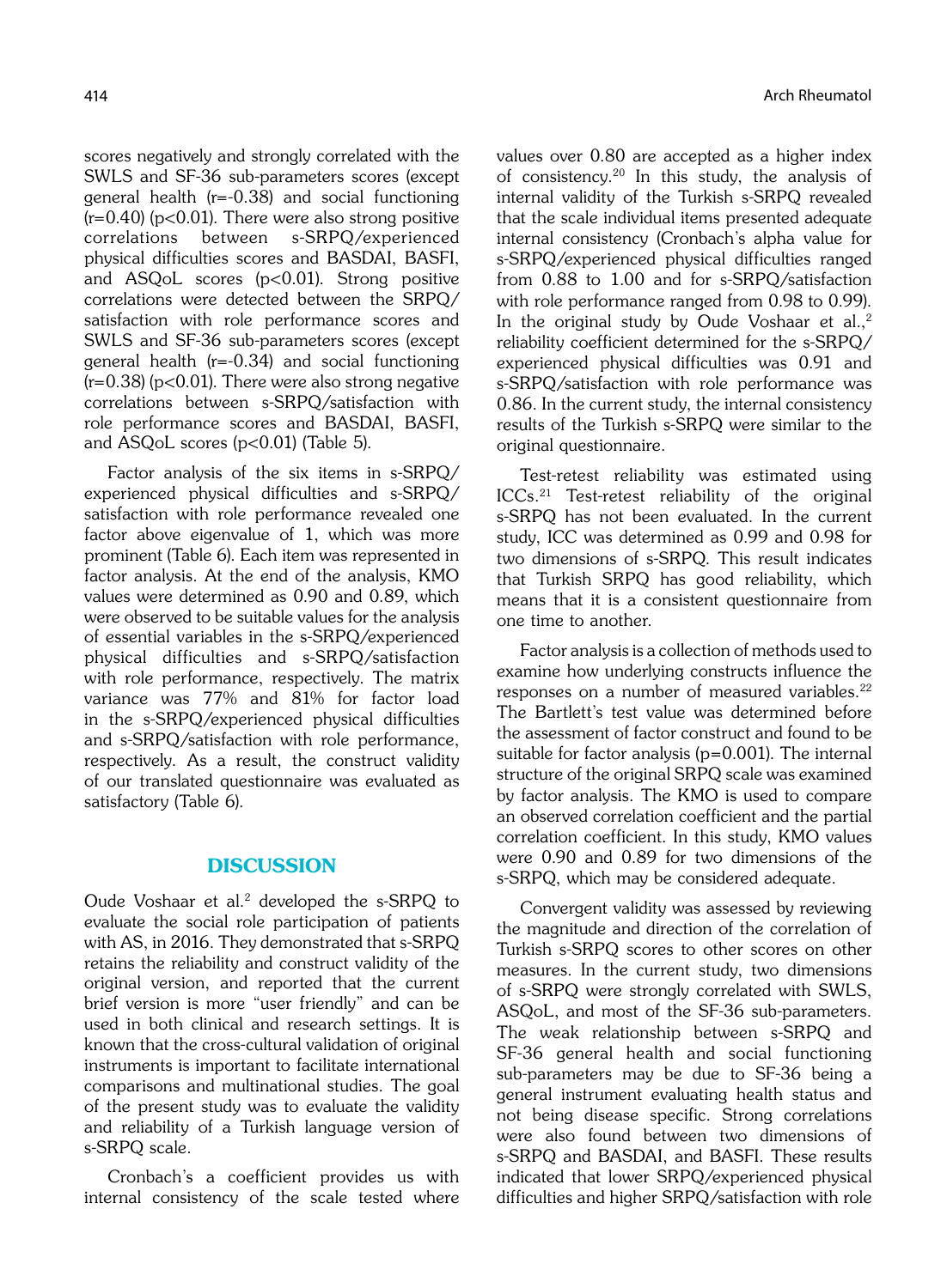scores negatively and strongly correlated with the SWLS and SF-36 sub-parameters scores (except general health ($r=-0.38$) and social functioning ($r=0.40$) ($p<0.01$). There were also strong positive correlations between s-SRPQ/experienced physical difficulties scores and BASDAI, BASFI, and ASQoL scores ($p<0.01$). Strong positive correlations were detected between the SRPQ/satisfaction with role performance scores and SWLS and SF-36 sub-parameters scores (except general health ($r=-0.34$) and social functioning ($r=0.38$) ($p<0.01$). There were also strong negative correlations between s-SRPQ/satisfaction with role performance scores and BASDAI, BASFI, and ASQoL scores ($p<0.01$) (Table 5).

Factor analysis of the six items in s-SRPQ/experienced physical difficulties and s-SRPQ/satisfaction with role performance revealed one factor above eigenvalue of 1, which was more prominent (Table 6). Each item was represented in factor analysis. At the end of the analysis, KMO values were determined as 0.90 and 0.89, which were observed to be suitable values for the analysis of essential variables in the s-SRPQ/experienced physical difficulties and s-SRPQ/satisfaction with role performance, respectively. The matrix variance was 77% and 81% for factor load in the s-SRPQ/experienced physical difficulties and s-SRPQ/satisfaction with role performance, respectively. As a result, the construct validity of our translated questionnaire was evaluated as satisfactory (Table 6).

## DISCUSSION

Oude Voshaar et al.[2] developed the s-SRPQ to evaluate the social role participation of patients with AS, in 2016. They demonstrated that s-SRPQ retains the reliability and construct validity of the original version, and reported that the current brief version is more "user friendly" and can be used in both clinical and research settings. It is known that the cross-cultural validation of original instruments is important to facilitate international comparisons and multinational studies. The goal of the present study was to evaluate the validity and reliability of a Turkish language version of s-SRPQ scale.

Cronbach's a coefficient provides us with internal consistency of the scale tested where values over 0.80 are accepted as a higher index of consistency.[20] In this study, the analysis of internal validity of the Turkish s-SRPQ revealed that the scale individual items presented adequate internal consistency (Cronbach's alpha value for s-SRPQ/experienced physical difficulties ranged from 0.88 to 1.00 and for s-SRPQ/satisfaction with role performance ranged from 0.98 to 0.99). In the original study by Oude Voshaar et al.,[2] reliability coefficient determined for the s-SRPQ/experienced physical difficulties was 0.91 and s-SRPQ/satisfaction with role performance was 0.86. In the current study, the internal consistency results of the Turkish s-SRPQ were similar to the original questionnaire.

Test-retest reliability was estimated using ICCs.[21] Test-retest reliability of the original s-SRPQ has not been evaluated. In the current study, ICC was determined as 0.99 and 0.98 for two dimensions of s-SRPQ. This result indicates that Turkish SRPQ has good reliability, which means that it is a consistent questionnaire from one time to another.

Factor analysis is a collection of methods used to examine how underlying constructs influence the responses on a number of measured variables.[22] The Bartlett's test value was determined before the assessment of factor construct and found to be suitable for factor analysis ($p=0.001$). The internal structure of the original SRPQ scale was examined by factor analysis. The KMO is used to compare an observed correlation coefficient and the partial correlation coefficient. In this study, KMO values were 0.90 and 0.89 for two dimensions of the s-SRPQ, which may be considered adequate.

Convergent validity was assessed by reviewing the magnitude and direction of the correlation of Turkish s-SRPQ scores to other scores on other measures. In the current study, two dimensions of s-SRPQ were strongly correlated with SWLS, ASQoL, and most of the SF-36 sub-parameters. The weak relationship between s-SRPQ and SF-36 general health and social functioning sub-parameters may be due to SF-36 being a general instrument evaluating health status and not being disease specific. Strong correlations were also found between two dimensions of s-SRPQ and BASDAI, and BASFI. These results indicated that lower SRPQ/experienced physical difficulties and higher SRPQ/satisfaction with role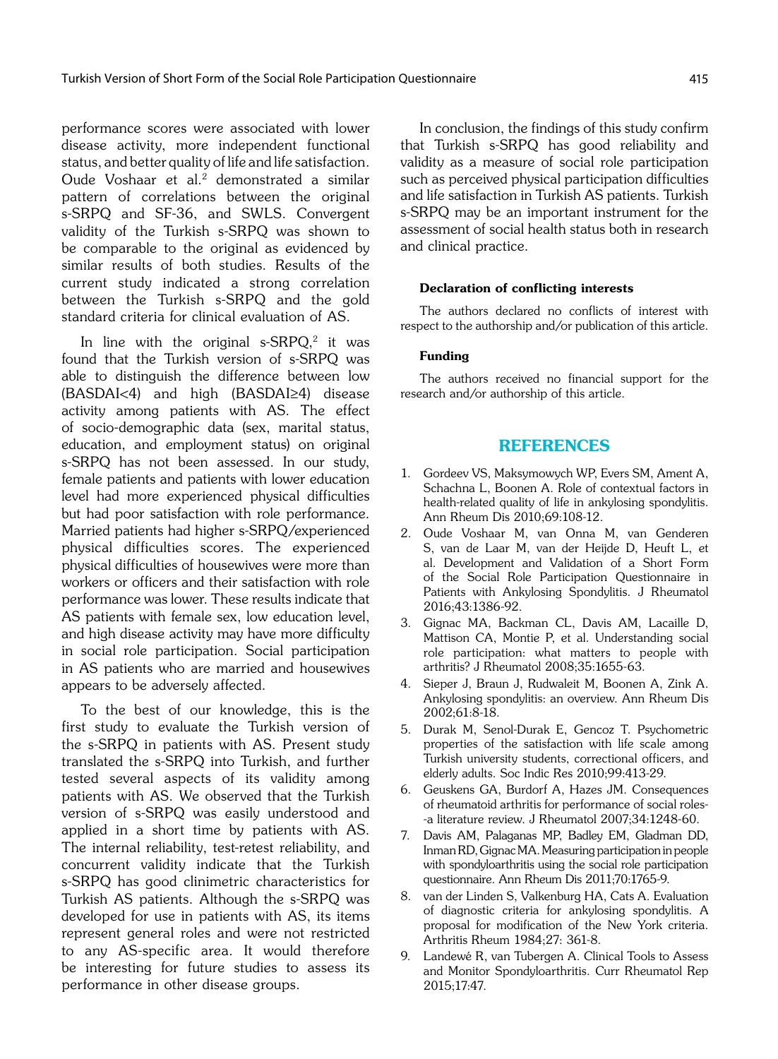performance scores were associated with lower disease activity, more independent functional status, and better quality of life and life satisfaction. Oude Voshaar et al.[2] demonstrated a similar pattern of correlations between the original s-SRPQ and SF-36, and SWLS. Convergent validity of the Turkish s-SRPQ was shown to be comparable to the original as evidenced by similar results of both studies. Results of the current study indicated a strong correlation between the Turkish s-SRPQ and the gold standard criteria for clinical evaluation of AS.

In line with the original s-SRPQ,[2] it was found that the Turkish version of s-SRPQ was able to distinguish the difference between low (BASDAI<4) and high (BASDAI≥4) disease activity among patients with AS. The effect of socio-demographic data (sex, marital status, education, and employment status) on original s-SRPQ has not been assessed. In our study, female patients and patients with lower education level had more experienced physical difficulties but had poor satisfaction with role performance. Married patients had higher s-SRPQ/experienced physical difficulties scores. The experienced physical difficulties of housewives were more than workers or officers and their satisfaction with role performance was lower. These results indicate that AS patients with female sex, low education level, and high disease activity may have more difficulty in social role participation. Social participation in AS patients who are married and housewives appears to be adversely affected.

To the best of our knowledge, this is the first study to evaluate the Turkish version of the s-SRPQ in patients with AS. Present study translated the s-SRPQ into Turkish, and further tested several aspects of its validity among patients with AS. We observed that the Turkish version of s-SRPQ was easily understood and applied in a short time by patients with AS. The internal reliability, test-retest reliability, and concurrent validity indicate that the Turkish s-SRPQ has good clinimetric characteristics for Turkish AS patients. Although the s-SRPQ was developed for use in patients with AS, its items represent general roles and were not restricted to any AS-specific area. It would therefore be interesting for future studies to assess its performance in other disease groups.

In conclusion, the findings of this study confirm that Turkish s-SRPQ has good reliability and validity as a measure of social role participation such as perceived physical participation difficulties and life satisfaction in Turkish AS patients. Turkish s-SRPQ may be an important instrument for the assessment of social health status both in research and clinical practice.

#### Declaration of conflicting interests

The authors declared no conflicts of interest with respect to the authorship and/or publication of this article.

#### Funding

The authors received no financial support for the research and/or authorship of this article.

## REFERENCES

1. Gordeev VS, Maksymowych WP, Evers SM, Ament A, Schachna L, Boonen A. Role of contextual factors in health-related quality of life in ankylosing spondylitis. Ann Rheum Dis 2010;69:108-12.
2. Oude Voshaar M, van Onna M, van Genderen S, van de Laar M, van der Heijde D, Heuft L, et al. Development and Validation of a Short Form of the Social Role Participation Questionnaire in Patients with Ankylosing Spondylitis. J Rheumatol 2016;43:1386-92.
3. Gignac MA, Backman CL, Davis AM, Lacaille D, Mattison CA, Montie P, et al. Understanding social role participation: what matters to people with arthritis? J Rheumatol 2008;35:1655-63.
4. Sieper J, Braun J, Rudwaleit M, Boonen A, Zink A. Ankylosing spondylitis: an overview. Ann Rheum Dis 2002;61:8-18.
5. Durak M, Senol-Durak E, Gencoz T. Psychometric properties of the satisfaction with life scale among Turkish university students, correctional officers, and elderly adults. Soc Indic Res 2010;99:413-29.
6. Geuskens GA, Burdorf A, Hazes JM. Consequences of rheumatoid arthritis for performance of social roles--a literature review. J Rheumatol 2007;34:1248-60.
7. Davis AM, Palaganas MP, Badley EM, Gladman DD, Inman RD, Gignac MA. Measuring participation in people with spondyloarthritis using the social role participation questionnaire. Ann Rheum Dis 2011;70:1765-9.
8. van der Linden S, Valkenburg HA, Cats A. Evaluation of diagnostic criteria for ankylosing spondylitis. A proposal for modification of the New York criteria. Arthritis Rheum 1984;27: 361-8.
9. Landewé R, van Tubergen A. Clinical Tools to Assess and Monitor Spondyloarthritis. Curr Rheumatol Rep 2015;17:47.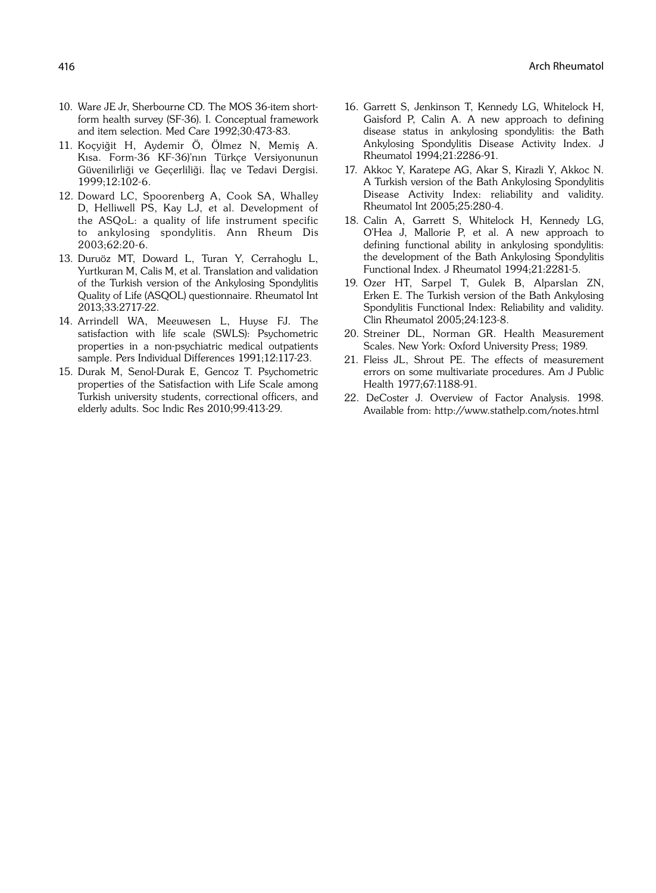10. Ware JE Jr, Sherbourne CD. The MOS 36-item short-form health survey (SF-36). I. Conceptual framework and item selection. Med Care 1992;30:473-83.
11. Koçyiğit H, Aydemir Ö, Ölmez N, Memiş A. Kısa. Form-36 KF-36)'nın Türkçe Versiyonunun Güvenilirliği ve Geçerliliği. İlaç ve Tedavi Dergisi. 1999;12:102-6.
12. Doward LC, Spoorenberg A, Cook SA, Whalley D, Helliwell PS, Kay LJ, et al. Development of the ASQoL: a quality of life instrument specific to ankylosing spondylitis. Ann Rheum Dis 2003;62:20-6.
13. Duruöz MT, Doward L, Turan Y, Cerrahoglu L, Yurtkuran M, Calis M, et al. Translation and validation of the Turkish version of the Ankylosing Spondylitis Quality of Life (ASQOL) questionnaire. Rheumatol Int 2013;33:2717-22.
14. Arrindell WA, Meeuwesen L, Huyse FJ. The satisfaction with life scale (SWLS): Psychometric properties in a non-psychiatric medical outpatients sample. Pers Individual Differences 1991;12:117-23.
15. Durak M, Senol-Durak E, Gencoz T. Psychometric properties of the Satisfaction with Life Scale among Turkish university students, correctional officers, and elderly adults. Soc Indic Res 2010;99:413-29.
16. Garrett S, Jenkinson T, Kennedy LG, Whitelock H, Gaisford P, Calin A. A new approach to defining disease status in ankylosing spondylitis: the Bath Ankylosing Spondylitis Disease Activity Index. J Rheumatol 1994;21:2286-91.
17. Akkoc Y, Karatepe AG, Akar S, Kirazli Y, Akkoc N. A Turkish version of the Bath Ankylosing Spondylitis Disease Activity Index: reliability and validity. Rheumatol Int 2005;25:280-4.
18. Calin A, Garrett S, Whitelock H, Kennedy LG, O'Hea J, Mallorie P, et al. A new approach to defining functional ability in ankylosing spondylitis: the development of the Bath Ankylosing Spondylitis Functional Index. J Rheumatol 1994;21:2281-5.
19. Ozer HT, Sarpel T, Gulek B, Alparslan ZN, Erken E. The Turkish version of the Bath Ankylosing Spondylitis Functional Index: Reliability and validity. Clin Rheumatol 2005;24:123-8.
20. Streiner DL, Norman GR. Health Measurement Scales. New York: Oxford University Press; 1989.
21. Fleiss JL, Shrout PE. The effects of measurement errors on some multivariate procedures. Am J Public Health 1977;67:1188-91.
22. DeCoster J. Overview of Factor Analysis. 1998. Available from: http://www.stathelp.com/notes.html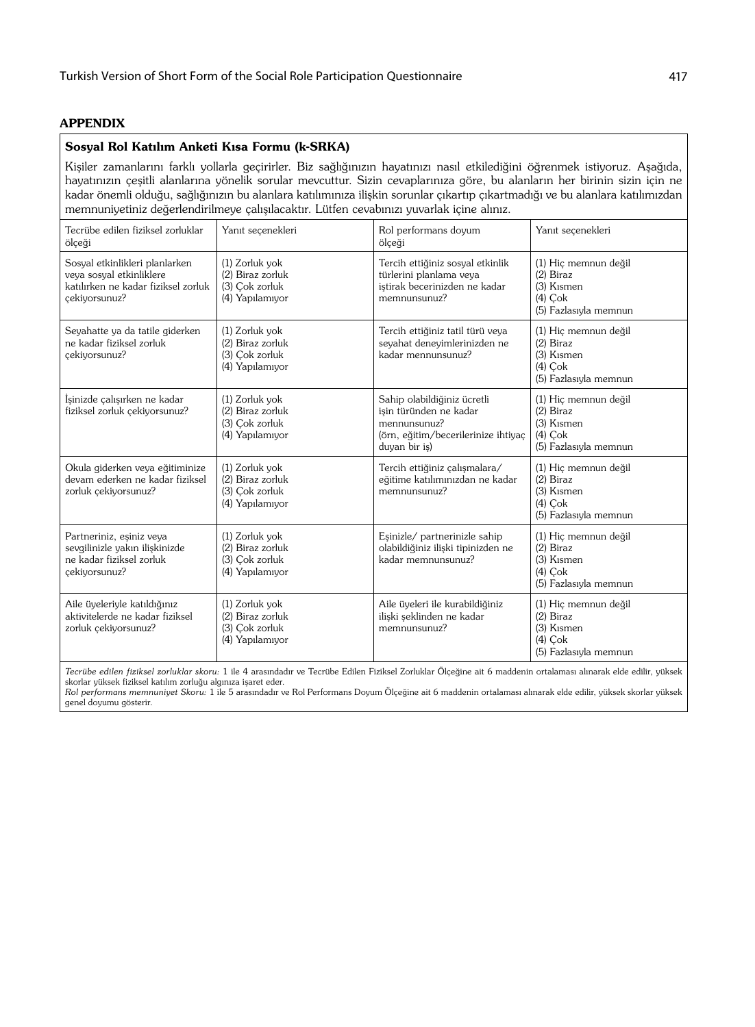## APPENDIX

### Sosyal Rol Katılım Anketi Kısa Formu (k-SRKA)

Kişiler zamanlarını farklı yollarla geçirirler. Biz sağlığınızın hayatınızı nasıl etkilediğini öğrenmek istiyoruz. Aşağıda, hayatınızın çeşitli alanlarına yönelik sorular mevcuttur. Sizin cevaplarınıza göre, bu alanların her birinin sizin için ne kadar önemli olduğu, sağlığınızın bu alanlara katılımınıza ilişkin sorunlar çıkartıp çıkartmadığı ve bu alanlara katılımızdan memnuniyetiniz değerlendirilmeye çalışılacaktır. Lütfen cevabınızı yuvarlak içine alınız.

| Tecrübe edilen fiziksel zorluklar ölçeği | Yanıt seçenekleri | Rol performans doyum ölçeği | Yanıt seçenekleri |
|---|---|---|---|
| Sosyal etkinlikleri planlarken veya sosyal etkinliklere katılırken ne kadar fiziksel zorluk çekiyorsunuz? | (1) Zorluk yok<br>(2) Biraz zorluk<br>(3) Çok zorluk<br>(4) Yapılamıyor | Tercih ettiğiniz sosyal etkinlik türlerini planlama veya iştirak becerinizden ne kadar memnunsunuz? | (1) Hiç memnun değil<br>(2) Biraz<br>(3) Kısmen<br>(4) Çok<br>(5) Fazlasıyla memnun |
| Seyahatte ya da tatile giderken ne kadar fiziksel zorluk çekiyorsunuz? | (1) Zorluk yok<br>(2) Biraz zorluk<br>(3) Çok zorluk<br>(4) Yapılamıyor | Tercih ettiğiniz tatil türü veya seyahat deneyimlerinizden ne kadar mennunsunuz? | (1) Hiç memnun değil<br>(2) Biraz<br>(3) Kısmen<br>(4) Çok<br>(5) Fazlasıyla memnun |
| İşinizde çalışırken ne kadar fiziksel zorluk çekiyorsunuz? | (1) Zorluk yok<br>(2) Biraz zorluk<br>(3) Çok zorluk<br>(4) Yapılamıyor | Sahip olabildiğiniz ücretli işin türünden ne kadar mennunsunuz?<br>(örn, eğitim/becerilerinize ihtiyaç duyan bir iş) | (1) Hiç memnun değil<br>(2) Biraz<br>(3) Kısmen<br>(4) Çok<br>(5) Fazlasıyla memnun |
| Okula giderken veya eğitiminize devam ederken ne kadar fiziksel zorluk çekiyorsunuz? | (1) Zorluk yok<br>(2) Biraz zorluk<br>(3) Çok zorluk<br>(4) Yapılamıyor | Tercih ettiğiniz çalışmalara/ eğitime katılımınızdan ne kadar memnunsunuz? | (1) Hiç memnun değil<br>(2) Biraz<br>(3) Kısmen<br>(4) Çok<br>(5) Fazlasıyla memnun |
| Partneriniz, eşiniz veya sevgilinizle yakın ilişkinizde ne kadar fiziksel zorluk çekiyorsunuz? | (1) Zorluk yok<br>(2) Biraz zorluk<br>(3) Çok zorluk<br>(4) Yapılamıyor | Eşinizle/ partnerinizle sahip olabildiğiniz ilişki tipinizden ne kadar memnunsunuz? | (1) Hiç memnun değil<br>(2) Biraz<br>(3) Kısmen<br>(4) Çok<br>(5) Fazlasıyla memnun |
| Aile üyeleriyle katıldığınız aktivitelerde ne kadar fiziksel zorluk çekiyorsunuz? | (1) Zorluk yok<br>(2) Biraz zorluk<br>(3) Çok zorluk<br>(4) Yapılamıyor | Aile üyeleri ile kurabildiğiniz ilişki şeklinden ne kadar memnunsunuz? | (1) Hiç memnun değil<br>(2) Biraz<br>(3) Kısmen<br>(4) Çok<br>(5) Fazlasıyla memnun |

*Tecrübe edilen fiziksel zorluklar skoru:* 1 ile 4 arasındadır ve Tecrübe Edilen Fiziksel Zorluklar Ölçeğine ait 6 maddenin ortalaması alınarak elde edilir, yüksek skorlar yüksek fiziksel katılım zorluğu algınıza işaret eder.
*Rol performans memnuniyet Skoru:* 1 ile 5 arasındadır ve Rol Performans Doyum Ölçeğine ait 6 maddenin ortalaması alınarak elde edilir, yüksek skorlar yüksek genel doyumu gösterir.